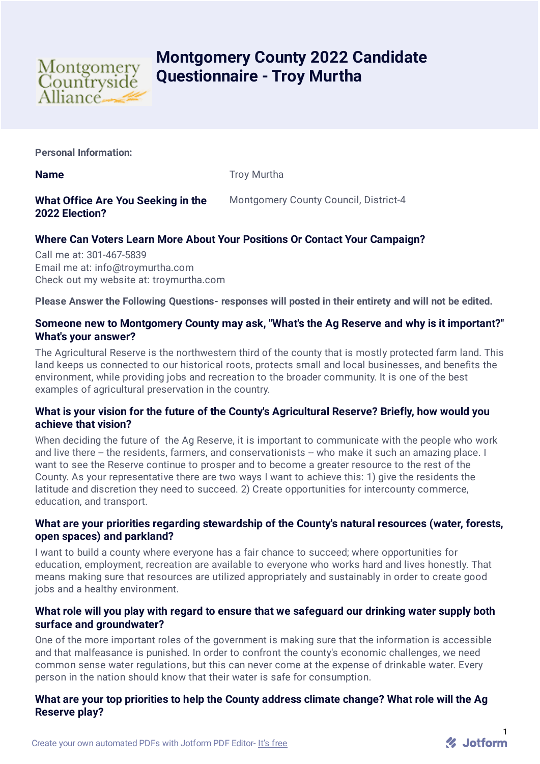# Montgomery County 2022 Candidate Questionnaire - Troy Murtha

**Personal Information:**

| | |
|---|---|
| **Name** | Troy Murtha |
| **What Office Are You Seeking in the 2022 Election?** | Montgomery County Council, District-4 |

### Where Can Voters Learn More About Your Positions Or Contact Your Campaign?

Call me at: 301-467-5839
Email me at: info@troymurtha.com
Check out my website at: troymurtha.com

**Please Answer the Following Questions- responses will posted in their entirety and will not be edited.**

### Someone new to Montgomery County may ask, "What's the Ag Reserve and why is it important?" What's your answer?

The Agricultural Reserve is the northwestern third of the county that is mostly protected farm land. This land keeps us connected to our historical roots, protects small and local businesses, and benefits the environment, while providing jobs and recreation to the broader community. It is one of the best examples of agricultural preservation in the country.

### What is your vision for the future of the County's Agricultural Reserve? Briefly, how would you achieve that vision?

When deciding the future of the Ag Reserve, it is important to communicate with the people who work and live there -- the residents, farmers, and conservationists -- who make it such an amazing place. I want to see the Reserve continue to prosper and to become a greater resource to the rest of the County. As your representative there are two ways I want to achieve this: 1) give the residents the latitude and discretion they need to succeed. 2) Create opportunities for intercounty commerce, education, and transport.

### What are your priorities regarding stewardship of the County's natural resources (water, forests, open spaces) and parkland?

I want to build a county where everyone has a fair chance to succeed; where opportunities for education, employment, recreation are available to everyone who works hard and lives honestly. That means making sure that resources are utilized appropriately and sustainably in order to create good jobs and a healthy environment.

### What role will you play with regard to ensure that we safeguard our drinking water supply both surface and groundwater?

One of the more important roles of the government is making sure that the information is accessible and that malfeasance is punished. In order to confront the county's economic challenges, we need common sense water regulations, but this can never come at the expense of drinkable water. Every person in the nation should know that their water is safe for consumption.

### What are your top priorities to help the County address climate change? What role will the Ag Reserve play?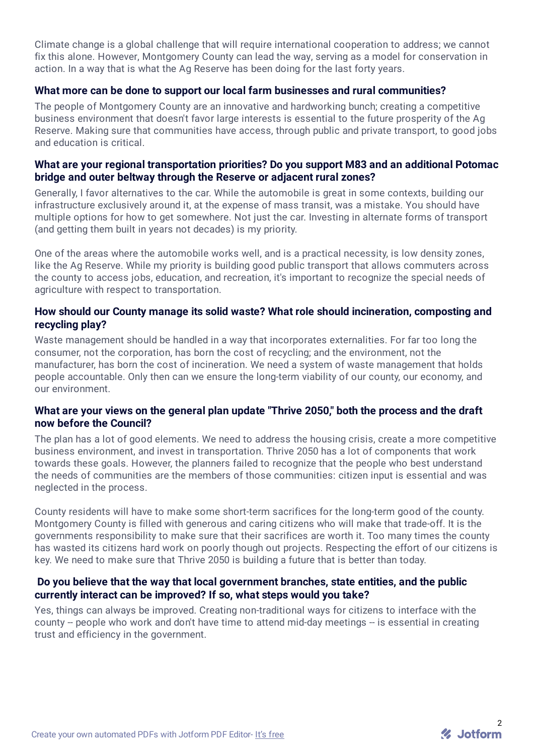Climate change is a global challenge that will require international cooperation to address; we cannot fix this alone. However, Montgomery County can lead the way, serving as a model for conservation in action. In a way that is what the Ag Reserve has been doing for the last forty years.

### What more can be done to support our local farm businesses and rural communities?

The people of Montgomery County are an innovative and hardworking bunch; creating a competitive business environment that doesn't favor large interests is essential to the future prosperity of the Ag Reserve. Making sure that communities have access, through public and private transport, to good jobs and education is critical.

### What are your regional transportation priorities? Do you support M83 and an additional Potomac bridge and outer beltway through the Reserve or adjacent rural zones?

Generally, I favor alternatives to the car. While the automobile is great in some contexts, building our infrastructure exclusively around it, at the expense of mass transit, was a mistake. You should have multiple options for how to get somewhere. Not just the car. Investing in alternate forms of transport (and getting them built in years not decades) is my priority.

One of the areas where the automobile works well, and is a practical necessity, is low density zones, like the Ag Reserve. While my priority is building good public transport that allows commuters across the county to access jobs, education, and recreation, it's important to recognize the special needs of agriculture with respect to transportation.

### How should our County manage its solid waste? What role should incineration, composting and recycling play?

Waste management should be handled in a way that incorporates externalities. For far too long the consumer, not the corporation, has born the cost of recycling; and the environment, not the manufacturer, has born the cost of incineration. We need a system of waste management that holds people accountable. Only then can we ensure the long-term viability of our county, our economy, and our environment.

### What are your views on the general plan update "Thrive 2050," both the process and the draft now before the Council?

The plan has a lot of good elements. We need to address the housing crisis, create a more competitive business environment, and invest in transportation. Thrive 2050 has a lot of components that work towards these goals. However, the planners failed to recognize that the people who best understand the needs of communities are the members of those communities: citizen input is essential and was neglected in the process.

County residents will have to make some short-term sacrifices for the long-term good of the county. Montgomery County is filled with generous and caring citizens who will make that trade-off. It is the governments responsibility to make sure that their sacrifices are worth it. Too many times the county has wasted its citizens hard work on poorly though out projects. Respecting the effort of our citizens is key. We need to make sure that Thrive 2050 is building a future that is better than today.

### Do you believe that the way that local government branches, state entities, and the public currently interact can be improved? If so, what steps would you take?

Yes, things can always be improved. Creating non-traditional ways for citizens to interface with the county -- people who work and don't have time to attend mid-day meetings -- is essential in creating trust and efficiency in the government.